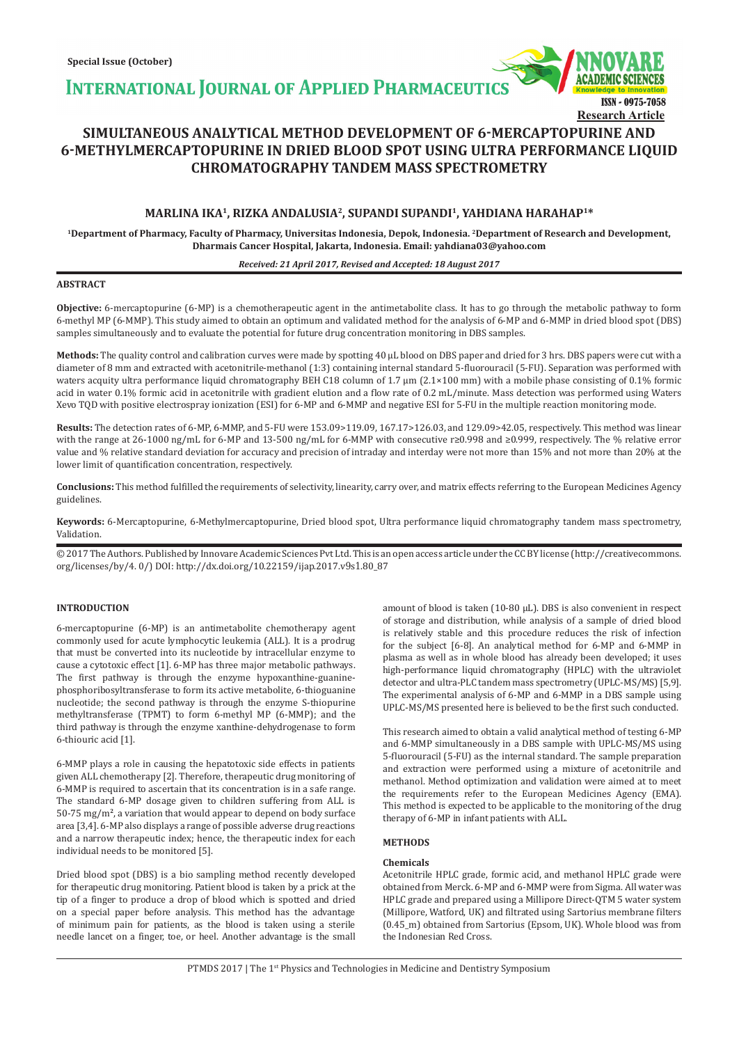Special Issue (October)

# INTERNATIONAL JOURNAL OF APPLIED PHARMACEUTICS

ISSN - 0975-7058

Research Article

# SIMULTANEOUS ANALYTICAL METHOD DEVELOPMENT OF 6-MERCAPTOPURINE AND 6-METHYLMERCAPTOPURINE IN DRIED BLOOD SPOT USING ULTRA PERFORMANCE LIQUID CHROMATOGRAPHY TANDEM MASS SPECTROMETRY

**MARLINA IKA[1], RIZKA ANDALUSIA[2], SUPANDI SUPANDI[1], YAHDIANA HARAHAP[1]***

[1]Department of Pharmacy, Faculty of Pharmacy, Universitas Indonesia, Depok, Indonesia. [2]Department of Research and Development, Dharmais Cancer Hospital, Jakarta, Indonesia. Email: yahdiana03@yahoo.com

*Received: 21 April 2017, Revised and Accepted: 18 August 2017*

## ABSTRACT

**Objective:** 6-mercaptopurine (6-MP) is a chemotherapeutic agent in the antimetabolite class. It has to go through the metabolic pathway to form 6-methyl MP (6-MMP). This study aimed to obtain an optimum and validated method for the analysis of 6-MP and 6-MMP in dried blood spot (DBS) samples simultaneously and to evaluate the potential for future drug concentration monitoring in DBS samples.

**Methods:** The quality control and calibration curves were made by spotting 40 µL blood on DBS paper and dried for 3 hrs. DBS papers were cut with a diameter of 8 mm and extracted with acetonitrile-methanol (1:3) containing internal standard 5-fluorouracil (5-FU). Separation was performed with waters acquity ultra performance liquid chromatography BEH C18 column of 1.7 µm (2.1×100 mm) with a mobile phase consisting of 0.1% formic acid in water 0.1% formic acid in acetonitrile with gradient elution and a flow rate of 0.2 mL/minute. Mass detection was performed using Waters Xevo TQD with positive electrospray ionization (ESI) for 6-MP and 6-MMP and negative ESI for 5-FU in the multiple reaction monitoring mode.

**Results:** The detection rates of 6-MP, 6-MMP, and 5-FU were 153.09>119.09, 167.17>126.03, and 129.09>42.05, respectively. This method was linear with the range at 26-1000 ng/mL for 6-MP and 13-500 ng/mL for 6-MMP with consecutive r≥0.998 and ≥0.999, respectively. The % relative error value and % relative standard deviation for accuracy and precision of intraday and interday were not more than 15% and not more than 20% at the lower limit of quantification concentration, respectively.

**Conclusions:** This method fulfilled the requirements of selectivity, linearity, carry over, and matrix effects referring to the European Medicines Agency guidelines.

**Keywords:** 6-Mercaptopurine, 6-Methylmercaptopurine, Dried blood spot, Ultra performance liquid chromatography tandem mass spectrometry, Validation.

© 2017 The Authors. Published by Innovare Academic Sciences Pvt Ltd. This is an open access article under the CC BY license (http://creativecommons.org/licenses/by/4. 0/) DOI: http://dx.doi.org/10.22159/ijap.2017.v9s1.80_87

## INTRODUCTION

6-mercaptopurine (6-MP) is an antimetabolite chemotherapy agent commonly used for acute lymphocytic leukemia (ALL). It is a prodrug that must be converted into its nucleotide by intracellular enzyme to cause a cytotoxic effect [1]. 6-MP has three major metabolic pathways. The first pathway is through the enzyme hypoxanthine-guanine-phosphoribosyltransferase to form its active metabolite, 6-thioguanine nucleotide; the second pathway is through the enzyme S-thiopurine methyltransferase (TPMT) to form 6-methyl MP (6-MMP); and the third pathway is through the enzyme xanthine-dehydrogenase to form 6-thiouric acid [1].

6-MMP plays a role in causing the hepatotoxic side effects in patients given ALL chemotherapy [2]. Therefore, therapeutic drug monitoring of 6-MMP is required to ascertain that its concentration is in a safe range. The standard 6-MP dosage given to children suffering from ALL is 50-75 mg/m², a variation that would appear to depend on body surface area [3,4]. 6-MP also displays a range of possible adverse drug reactions and a narrow therapeutic index; hence, the therapeutic index for each individual needs to be monitored [5].

Dried blood spot (DBS) is a bio sampling method recently developed for therapeutic drug monitoring. Patient blood is taken by a prick at the tip of a finger to produce a drop of blood which is spotted and dried on a special paper before analysis. This method has the advantage of minimum pain for patients, as the blood is taken using a sterile needle lancet on a finger, toe, or heel. Another advantage is the small amount of blood is taken (10-80 µL). DBS is also convenient in respect of storage and distribution, while analysis of a sample of dried blood is relatively stable and this procedure reduces the risk of infection for the subject [6-8]. An analytical method for 6-MP and 6-MMP in plasma as well as in whole blood has already been developed; it uses high-performance liquid chromatography (HPLC) with the ultraviolet detector and ultra-PLC tandem mass spectrometry (UPLC-MS/MS) [5,9]. The experimental analysis of 6-MP and 6-MMP in a DBS sample using UPLC-MS/MS presented here is believed to be the first such conducted.

This research aimed to obtain a valid analytical method of testing 6-MP and 6-MMP simultaneously in a DBS sample with UPLC-MS/MS using 5-fluorouracil (5-FU) as the internal standard. The sample preparation and extraction were performed using a mixture of acetonitrile and methanol. Method optimization and validation were aimed at to meet the requirements refer to the European Medicines Agency (EMA). This method is expected to be applicable to the monitoring of the drug therapy of 6-MP in infant patients with ALL.

## METHODS

### Chemicals

Acetonitrile HPLC grade, formic acid, and methanol HPLC grade were obtained from Merck. 6-MP and 6-MMP were from Sigma. All water was HPLC grade and prepared using a Millipore Direct-QTM 5 water system (Millipore, Watford, UK) and filtrated using Sartorius membrane filters (0.45_m) obtained from Sartorius (Epsom, UK). Whole blood was from the Indonesian Red Cross.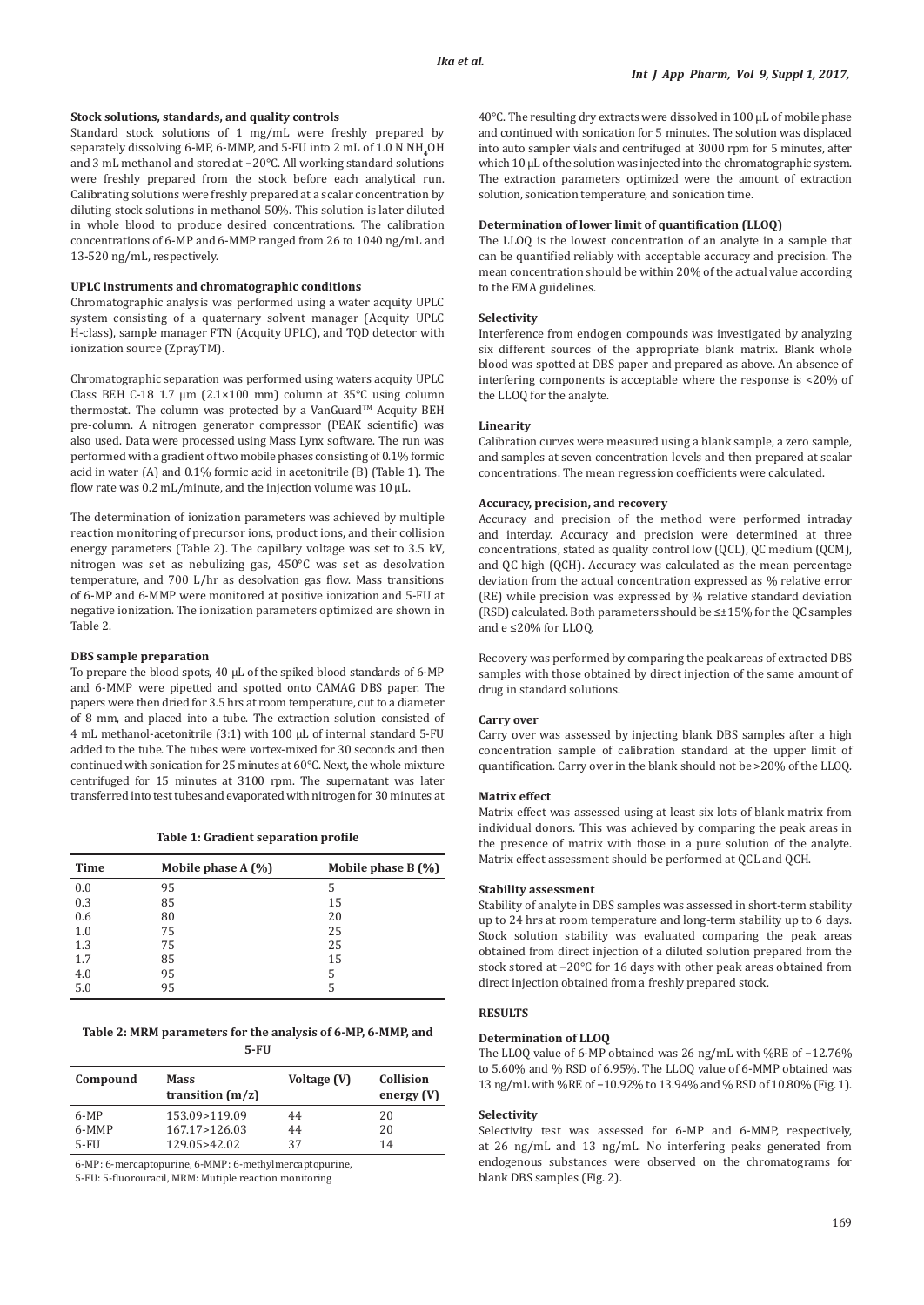### Stock solutions, standards, and quality controls

Standard stock solutions of 1 mg/mL were freshly prepared by separately dissolving 6-MP, 6-MMP, and 5-FU into 2 mL of 1.0 N $NH_4OH$ and 3 mL methanol and stored at −20°C. All working standard solutions were freshly prepared from the stock before each analytical run. Calibrating solutions were freshly prepared at a scalar concentration by diluting stock solutions in methanol 50%. This solution is later diluted in whole blood to produce desired concentrations. The calibration concentrations of 6-MP and 6-MMP ranged from 26 to 1040 ng/mL and 13-520 ng/mL, respectively.

### UPLC instruments and chromatographic conditions

Chromatographic analysis was performed using a water acquity UPLC system consisting of a quaternary solvent manager (Acquity UPLC H-class), sample manager FTN (Acquity UPLC), and TQD detector with ionization source (ZprayTM).

Chromatographic separation was performed using waters acquity UPLC Class BEH C-18 1.7 μm (2.1×100 mm) column at 35°C using column thermostat. The column was protected by a VanGuard™ Acquity BEH pre-column. A nitrogen generator compressor (PEAK scientific) was also used. Data were processed using Mass Lynx software. The run was performed with a gradient of two mobile phases consisting of 0.1% formic acid in water (A) and 0.1% formic acid in acetonitrile (B) (Table 1). The flow rate was 0.2 mL/minute, and the injection volume was 10 μL.

The determination of ionization parameters was achieved by multiple reaction monitoring of precursor ions, product ions, and their collision energy parameters (Table 2). The capillary voltage was set to 3.5 kV, nitrogen was set as nebulizing gas, 450°C was set as desolvation temperature, and 700 L/hr as desolvation gas flow. Mass transitions of 6-MP and 6-MMP were monitored at positive ionization and 5-FU at negative ionization. The ionization parameters optimized are shown in Table 2.

### DBS sample preparation

To prepare the blood spots, 40 μL of the spiked blood standards of 6-MP and 6-MMP were pipetted and spotted onto CAMAG DBS paper. The papers were then dried for 3.5 hrs at room temperature, cut to a diameter of 8 mm, and placed into a tube. The extraction solution consisted of 4 mL methanol-acetonitrile (3:1) with 100 μL of internal standard 5-FU added to the tube. The tubes were vortex-mixed for 30 seconds and then continued with sonication for 25 minutes at 60°C. Next, the whole mixture centrifuged for 15 minutes at 3100 rpm. The supernatant was later transferred into test tubes and evaporated with nitrogen for 30 minutes at 40°C. The resulting dry extracts were dissolved in 100 μL of mobile phase and continued with sonication for 5 minutes. The solution was displaced into auto sampler vials and centrifuged at 3000 rpm for 5 minutes, after which 10 μL of the solution was injected into the chromatographic system. The extraction parameters optimized were the amount of extraction solution, sonication temperature, and sonication time.

**Table 1: Gradient separation profile**

| Time | Mobile phase A (%) | Mobile phase B (%) |
|---|---|---|
| 0.0 | 95 | 5 |
| 0.3 | 85 | 15 |
| 0.6 | 80 | 20 |
| 1.0 | 75 | 25 |
| 1.3 | 75 | 25 |
| 1.7 | 85 | 15 |
| 4.0 | 95 | 5 |
| 5.0 | 95 | 5 |

**Table 2: MRM parameters for the analysis of 6-MP, 6-MMP, and 5-FU**

| Compound | Mass transition (m/z) | Voltage (V) | Collision energy (V) |
|---|---|---|---|
| 6-MP | 153.09>119.09 | 44 | 20 |
| 6-MMP | 167.17>126.03 | 44 | 20 |
| 5-FU | 129.05>42.02 | 37 | 14 |

6-MP: 6-mercaptopurine, 6-MMP: 6-methylmercaptopurine, 5-FU: 5-fluorouracil, MRM: Mutiple reaction monitoring

### Determination of lower limit of quantification (LLOQ)

The LLOQ is the lowest concentration of an analyte in a sample that can be quantified reliably with acceptable accuracy and precision. The mean concentration should be within 20% of the actual value according to the EMA guidelines.

### Selectivity

Interference from endogen compounds was investigated by analyzing six different sources of the appropriate blank matrix. Blank whole blood was spotted at DBS paper and prepared as above. An absence of interfering components is acceptable where the response is <20% of the LLOQ for the analyte.

### Linearity

Calibration curves were measured using a blank sample, a zero sample, and samples at seven concentration levels and then prepared at scalar concentrations. The mean regression coefficients were calculated.

### Accuracy, precision, and recovery

Accuracy and precision of the method were performed intraday and interday. Accuracy and precision were determined at three concentrations, stated as quality control low (QCL), QC medium (QCM), and QC high (QCH). Accuracy was calculated as the mean percentage deviation from the actual concentration expressed as % relative error (RE) while precision was expressed by % relative standard deviation (RSD) calculated. Both parameters should be ≤±15% for the QC samples and e ≤20% for LLOQ.

Recovery was performed by comparing the peak areas of extracted DBS samples with those obtained by direct injection of the same amount of drug in standard solutions.

### Carry over

Carry over was assessed by injecting blank DBS samples after a high concentration sample of calibration standard at the upper limit of quantification. Carry over in the blank should not be >20% of the LLOQ.

### Matrix effect

Matrix effect was assessed using at least six lots of blank matrix from individual donors. This was achieved by comparing the peak areas in the presence of matrix with those in a pure solution of the analyte. Matrix effect assessment should be performed at QCL and QCH.

### Stability assessment

Stability of analyte in DBS samples was assessed in short-term stability up to 24 hrs at room temperature and long-term stability up to 6 days. Stock solution stability was evaluated comparing the peak areas obtained from direct injection of a diluted solution prepared from the stock stored at −20°C for 16 days with other peak areas obtained from direct injection obtained from a freshly prepared stock.

## RESULTS

### Determination of LLOQ

The LLOQ value of 6-MP obtained was 26 ng/mL with %RE of −12.76% to 5.60% and % RSD of 6.95%. The LLOQ value of 6-MMP obtained was 13 ng/mL with %RE of −10.92% to 13.94% and % RSD of 10.80% (Fig. 1).

### Selectivity

Selectivity test was assessed for 6-MP and 6-MMP, respectively, at 26 ng/mL and 13 ng/mL. No interfering peaks generated from endogenous substances were observed on the chromatograms for blank DBS samples (Fig. 2).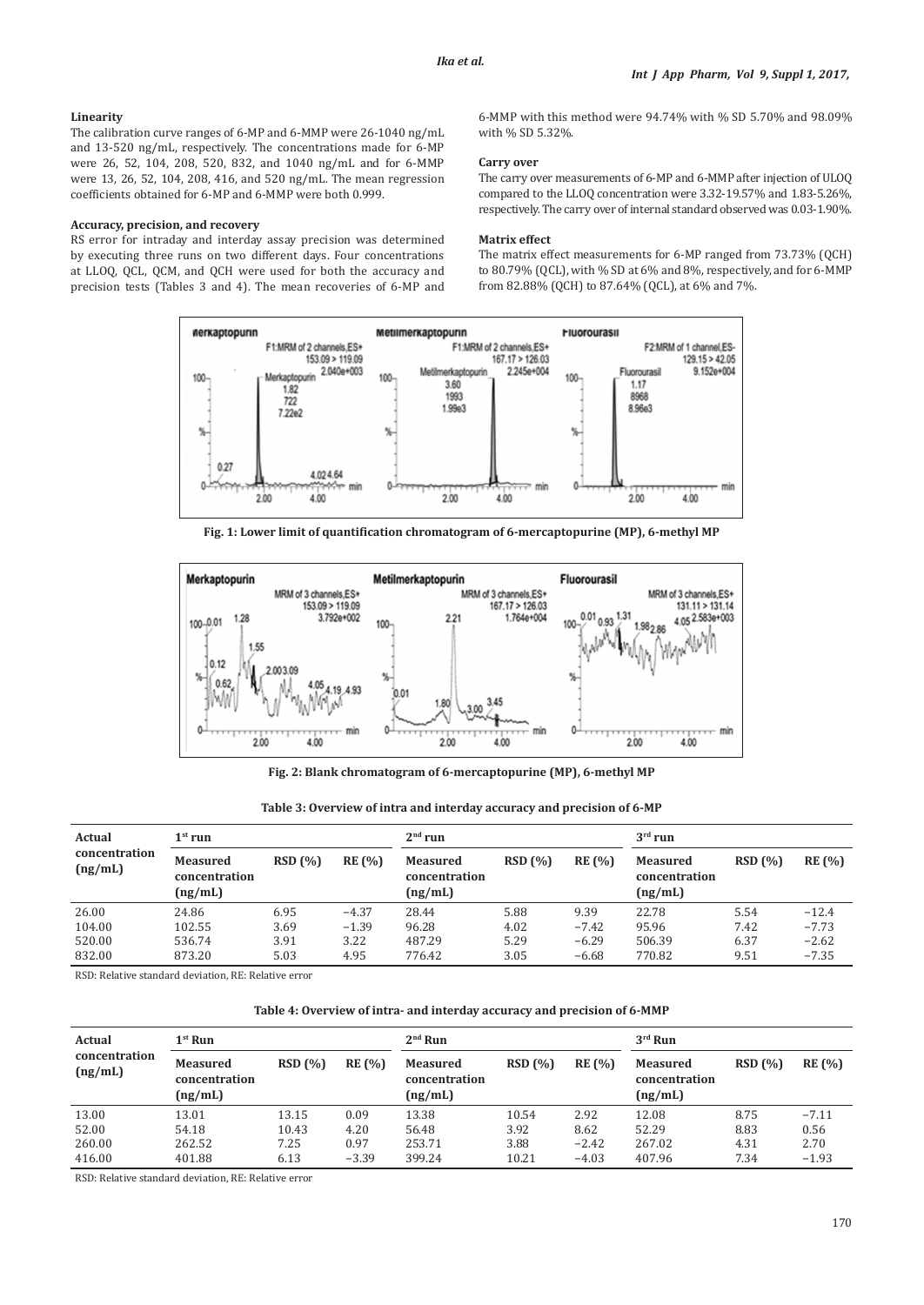### Linearity

The calibration curve ranges of 6-MP and 6-MMP were 26-1040 ng/mL and 13-520 ng/mL, respectively. The concentrations made for 6-MP were 26, 52, 104, 208, 520, 832, and 1040 ng/mL and for 6-MMP were 13, 26, 52, 104, 208, 416, and 520 ng/mL. The mean regression coefficients obtained for 6-MP and 6-MMP were both 0.999.

### Accuracy, precision, and recovery

RS error for intraday and interday assay precision was determined by executing three runs on two different days. Four concentrations at LLOQ, QCL, QCM, and QCH were used for both the accuracy and precision tests (Tables 3 and 4). The mean recoveries of 6-MP and 6-MMP with this method were 94.74% with % SD 5.70% and 98.09% with % SD 5.32%.

### Carry over

The carry over measurements of 6-MP and 6-MMP after injection of ULOQ compared to the LLOQ concentration were 3.32-19.57% and 1.83-5.26%, respectively. The carry over of internal standard observed was 0.03-1.90%.

### Matrix effect

The matrix effect measurements for 6-MP ranged from 73.73% (QCH) to 80.79% (QCL), with % SD at 6% and 8%, respectively, and for 6-MMP from 82.88% (QCH) to 87.64% (QCL), at 6% and 7%.

**Fig. 1: Lower limit of quantification chromatogram of 6-mercaptopurine (MP), 6-methyl MP**

**Fig. 2: Blank chromatogram of 6-mercaptopurine (MP), 6-methyl MP**

**Table 3: Overview of intra and interday accuracy and precision of 6-MP**

| Actual concentration (ng/mL) | 1st run | | | 2nd run | | | 3rd run | | |
|---|---|---|---|---|---|---|---|---|---|
| | Measured concentration (ng/mL) | RSD (%) | RE (%) | Measured concentration (ng/mL) | RSD (%) | RE (%) | Measured concentration (ng/mL) | RSD (%) | RE (%) |
| 26.00 | 24.86 | 6.95 | −4.37 | 28.44 | 5.88 | 9.39 | 22.78 | 5.54 | −12.4 |
| 104.00 | 102.55 | 3.69 | −1.39 | 96.28 | 4.02 | −7.42 | 95.96 | 7.42 | −7.73 |
| 520.00 | 536.74 | 3.91 | 3.22 | 487.29 | 5.29 | −6.29 | 506.39 | 6.37 | −2.62 |
| 832.00 | 873.20 | 5.03 | 4.95 | 776.42 | 3.05 | −6.68 | 770.82 | 9.51 | −7.35 |

RSD: Relative standard deviation, RE: Relative error

**Table 4: Overview of intra- and interday accuracy and precision of 6-MMP**

| Actual concentration (ng/mL) | 1st Run | | | 2nd Run | | | 3rd Run | | |
|---|---|---|---|---|---|---|---|---|---|
| | Measured concentration (ng/mL) | RSD (%) | RE (%) | Measured concentration (ng/mL) | RSD (%) | RE (%) | Measured concentration (ng/mL) | RSD (%) | RE (%) |
| 13.00 | 13.01 | 13.15 | 0.09 | 13.38 | 10.54 | 2.92 | 12.08 | 8.75 | −7.11 |
| 52.00 | 54.18 | 10.43 | 4.20 | 56.48 | 3.92 | 8.62 | 52.29 | 8.83 | 0.56 |
| 260.00 | 262.52 | 7.25 | 0.97 | 253.71 | 3.88 | −2.42 | 267.02 | 4.31 | 2.70 |
| 416.00 | 401.88 | 6.13 | −3.39 | 399.24 | 10.21 | −4.03 | 407.96 | 7.34 | −1.93 |

RSD: Relative standard deviation, RE: Relative error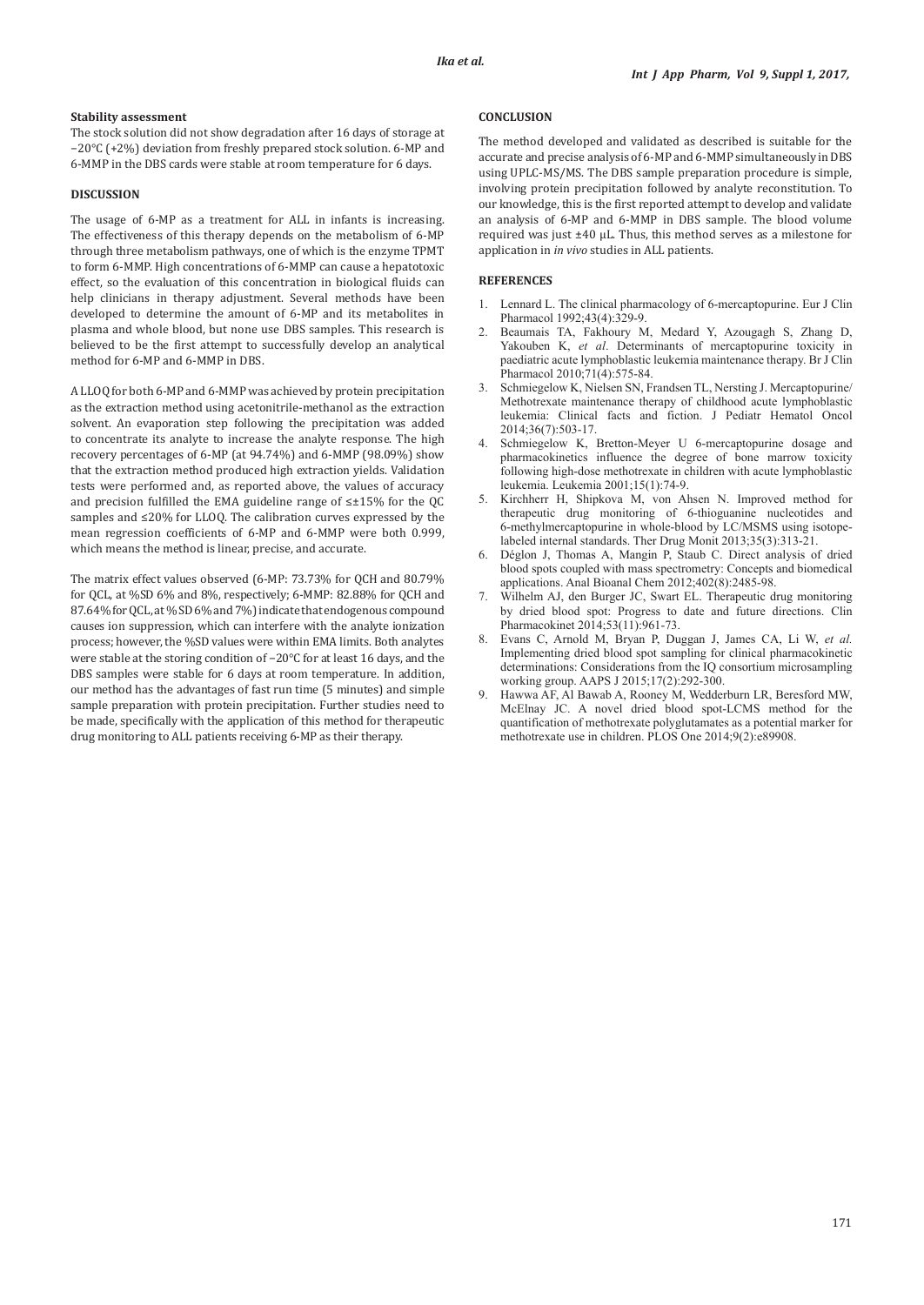**Stability assessment**

The stock solution did not show degradation after 16 days of storage at −20°C (+2%) deviation from freshly prepared stock solution. 6-MP and 6-MMP in the DBS cards were stable at room temperature for 6 days.

## DISCUSSION

The usage of 6-MP as a treatment for ALL in infants is increasing. The effectiveness of this therapy depends on the metabolism of 6-MP through three metabolism pathways, one of which is the enzyme TPMT to form 6-MMP. High concentrations of 6-MMP can cause a hepatotoxic effect, so the evaluation of this concentration in biological fluids can help clinicians in therapy adjustment. Several methods have been developed to determine the amount of 6-MP and its metabolites in plasma and whole blood, but none use DBS samples. This research is believed to be the first attempt to successfully develop an analytical method for 6-MP and 6-MMP in DBS.

A LLOQ for both 6-MP and 6-MMP was achieved by protein precipitation as the extraction method using acetonitrile-methanol as the extraction solvent. An evaporation step following the precipitation was added to concentrate its analyte to increase the analyte response. The high recovery percentages of 6-MP (at 94.74%) and 6-MMP (98.09%) show that the extraction method produced high extraction yields. Validation tests were performed and, as reported above, the values of accuracy and precision fulfilled the EMA guideline range of ≤±15% for the QC samples and ≤20% for LLOQ. The calibration curves expressed by the mean regression coefficients of 6-MP and 6-MMP were both 0.999, which means the method is linear, precise, and accurate.

The matrix effect values observed (6-MP: 73.73% for QCH and 80.79% for QCL, at %SD 6% and 8%, respectively; 6-MMP: 82.88% for QCH and 87.64% for QCL, at %SD 6% and 7%) indicate that endogenous compound causes ion suppression, which can interfere with the analyte ionization process; however, the %SD values were within EMA limits. Both analytes were stable at the storing condition of −20°C for at least 16 days, and the DBS samples were stable for 6 days at room temperature. In addition, our method has the advantages of fast run time (5 minutes) and simple sample preparation with protein precipitation. Further studies need to be made, specifically with the application of this method for therapeutic drug monitoring to ALL patients receiving 6-MP as their therapy.

## CONCLUSION

The method developed and validated as described is suitable for the accurate and precise analysis of 6-MP and 6-MMP simultaneously in DBS using UPLC-MS/MS. The DBS sample preparation procedure is simple, involving protein precipitation followed by analyte reconstitution. To our knowledge, this is the first reported attempt to develop and validate an analysis of 6-MP and 6-MMP in DBS sample. The blood volume required was just ±40 µL. Thus, this method serves as a milestone for application in *in vivo* studies in ALL patients.

## REFERENCES

1. Lennard L. The clinical pharmacology of 6-mercaptopurine. Eur J Clin Pharmacol 1992;43(4):329-9.
2. Beaumais TA, Fakhoury M, Medard Y, Azougagh S, Zhang D, Yakouben K, *et al*. Determinants of mercaptopurine toxicity in paediatric acute lymphoblastic leukemia maintenance therapy. Br J Clin Pharmacol 2010;71(4):575-84.
3. Schmiegelow K, Nielsen SN, Frandsen TL, Nersting J. Mercaptopurine/Methotrexate maintenance therapy of childhood acute lymphoblastic leukemia: Clinical facts and fiction. J Pediatr Hematol Oncol 2014;36(7):503-17.
4. Schmiegelow K, Bretton-Meyer U 6-mercaptopurine dosage and pharmacokinetics influence the degree of bone marrow toxicity following high-dose methotrexate in children with acute lymphoblastic leukemia. Leukemia 2001;15(1):74-9.
5. Kirchherr H, Shipkova M, von Ahsen N. Improved method for therapeutic drug monitoring of 6-thioguanine nucleotides and 6-methylmercaptopurine in whole-blood by LC/MSMS using isotope-labeled internal standards. Ther Drug Monit 2013;35(3):313-21.
6. Déglon J, Thomas A, Mangin P, Staub C. Direct analysis of dried blood spots coupled with mass spectrometry: Concepts and biomedical applications. Anal Bioanal Chem 2012;402(8):2485-98.
7. Wilhelm AJ, den Burger JC, Swart EL. Therapeutic drug monitoring by dried blood spot: Progress to date and future directions. Clin Pharmacokinet 2014;53(11):961-73.
8. Evans C, Arnold M, Bryan P, Duggan J, James CA, Li W, *et al.* Implementing dried blood spot sampling for clinical pharmacokinetic determinations: Considerations from the IQ consortium microsampling working group. AAPS J 2015;17(2):292-300.
9. Hawwa AF, Al Bawab A, Rooney M, Wedderburn LR, Beresford MW, McElnay JC. A novel dried blood spot-LCMS method for the quantification of methotrexate polyglutamates as a potential marker for methotrexate use in children. PLOS One 2014;9(2):e89908.